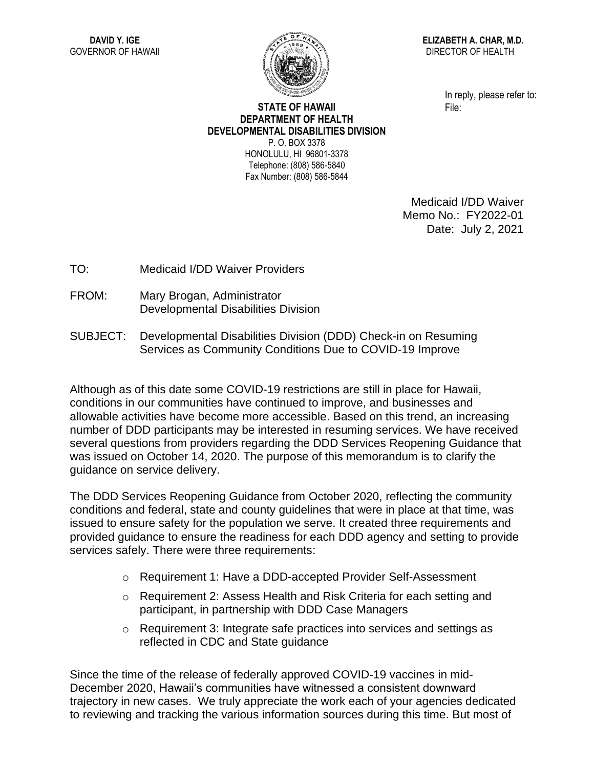**DAVID Y. IGE**
GOVERNOR OF HAWAII

**ELIZABETH A. CHAR, M.D.**
DIRECTOR OF HEALTH

**STATE OF HAWAII**
**DEPARTMENT OF HEALTH**
**DEVELOPMENTAL DISABILITIES DIVISION**
P. O. BOX 3378
HONOLULU, HI 96801-3378
Telephone: (808) 586-5840
Fax Number: (808) 586-5844

In reply, please refer to:
File:

Medicaid I/DD Waiver
Memo No.: FY2022-01
Date: July 2, 2021

TO: Medicaid I/DD Waiver Providers

FROM: Mary Brogan, Administrator
Developmental Disabilities Division

SUBJECT: Developmental Disabilities Division (DDD) Check-in on Resuming Services as Community Conditions Due to COVID-19 Improve

Although as of this date some COVID-19 restrictions are still in place for Hawaii, conditions in our communities have continued to improve, and businesses and allowable activities have become more accessible. Based on this trend, an increasing number of DDD participants may be interested in resuming services. We have received several questions from providers regarding the DDD Services Reopening Guidance that was issued on October 14, 2020. The purpose of this memorandum is to clarify the guidance on service delivery.

The DDD Services Reopening Guidance from October 2020, reflecting the community conditions and federal, state and county guidelines that were in place at that time, was issued to ensure safety for the population we serve. It created three requirements and provided guidance to ensure the readiness for each DDD agency and setting to provide services safely. There were three requirements:

- Requirement 1: Have a DDD-accepted Provider Self-Assessment
- Requirement 2: Assess Health and Risk Criteria for each setting and participant, in partnership with DDD Case Managers
- Requirement 3: Integrate safe practices into services and settings as reflected in CDC and State guidance

Since the time of the release of federally approved COVID-19 vaccines in mid-December 2020, Hawaii's communities have witnessed a consistent downward trajectory in new cases. We truly appreciate the work each of your agencies dedicated to reviewing and tracking the various information sources during this time. But most of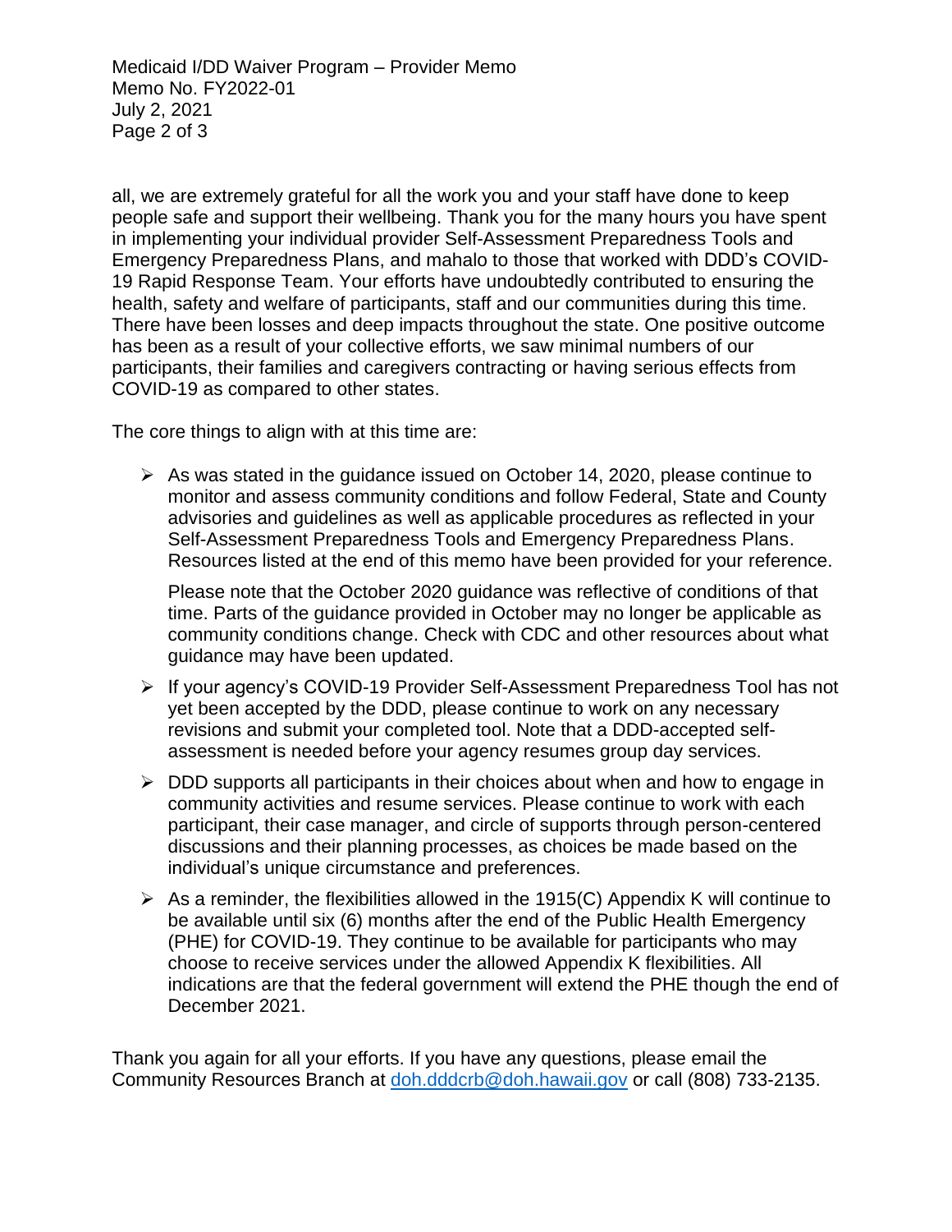all, we are extremely grateful for all the work you and your staff have done to keep people safe and support their wellbeing. Thank you for the many hours you have spent in implementing your individual provider Self-Assessment Preparedness Tools and Emergency Preparedness Plans, and mahalo to those that worked with DDD's COVID-19 Rapid Response Team. Your efforts have undoubtedly contributed to ensuring the health, safety and welfare of participants, staff and our communities during this time. There have been losses and deep impacts throughout the state. One positive outcome has been as a result of your collective efforts, we saw minimal numbers of our participants, their families and caregivers contracting or having serious effects from COVID-19 as compared to other states.

The core things to align with at this time are:

- As was stated in the guidance issued on October 14, 2020, please continue to monitor and assess community conditions and follow Federal, State and County advisories and guidelines as well as applicable procedures as reflected in your Self-Assessment Preparedness Tools and Emergency Preparedness Plans. Resources listed at the end of this memo have been provided for your reference.

  Please note that the October 2020 guidance was reflective of conditions of that time. Parts of the guidance provided in October may no longer be applicable as community conditions change. Check with CDC and other resources about what guidance may have been updated.

- If your agency's COVID-19 Provider Self-Assessment Preparedness Tool has not yet been accepted by the DDD, please continue to work on any necessary revisions and submit your completed tool. Note that a DDD-accepted self-assessment is needed before your agency resumes group day services.

- DDD supports all participants in their choices about when and how to engage in community activities and resume services. Please continue to work with each participant, their case manager, and circle of supports through person-centered discussions and their planning processes, as choices be made based on the individual's unique circumstance and preferences.

- As a reminder, the flexibilities allowed in the 1915(C) Appendix K will continue to be available until six (6) months after the end of the Public Health Emergency (PHE) for COVID-19. They continue to be available for participants who may choose to receive services under the allowed Appendix K flexibilities. All indications are that the federal government will extend the PHE though the end of December 2021.

Thank you again for all your efforts. If you have any questions, please email the Community Resources Branch at [doh.dddcrb@doh.hawaii.gov](mailto:doh.dddcrb@doh.hawaii.gov) or call (808) 733-2135.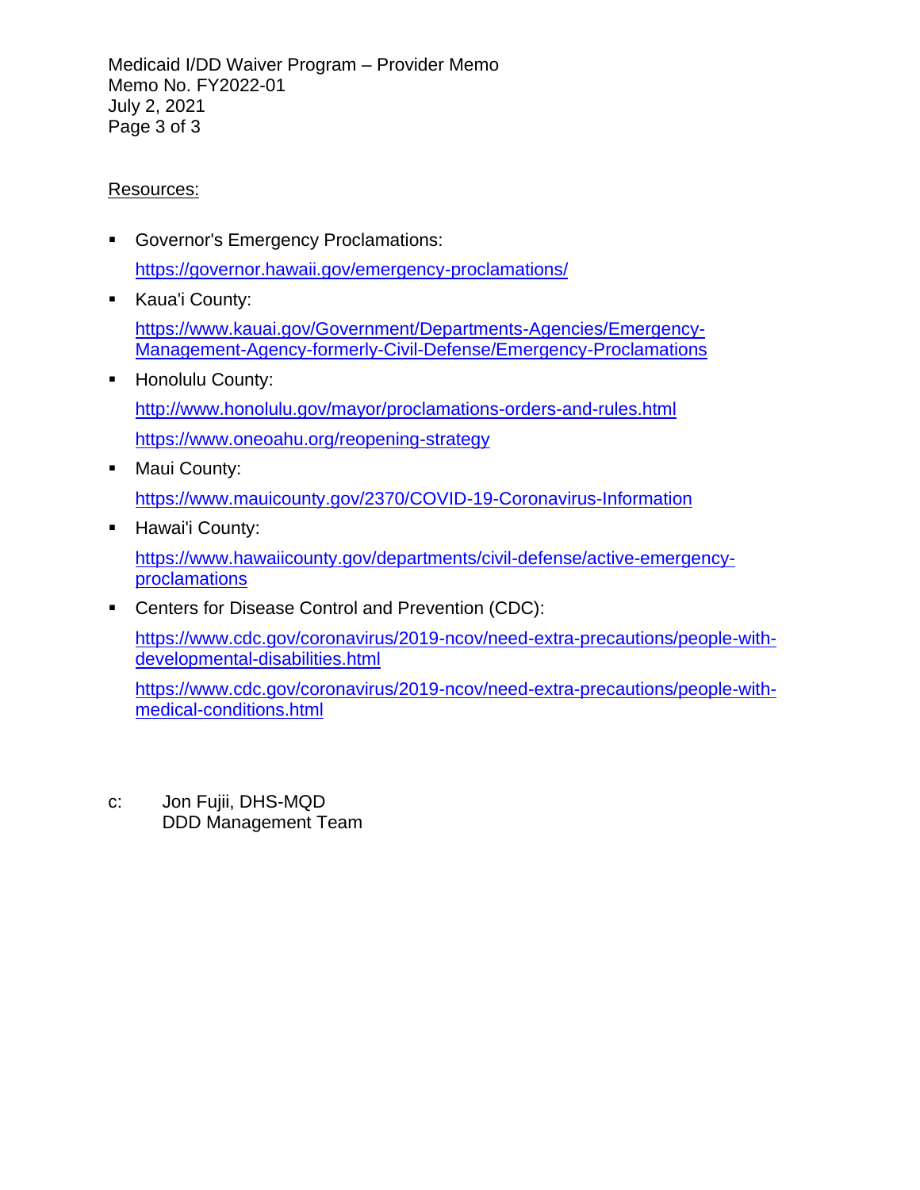Resources:

- Governor's Emergency Proclamations:
  https://governor.hawaii.gov/emergency-proclamations/
- Kaua'i County:
  https://www.kauai.gov/Government/Departments-Agencies/Emergency-Management-Agency-formerly-Civil-Defense/Emergency-Proclamations
- Honolulu County:
  http://www.honolulu.gov/mayor/proclamations-orders-and-rules.html
  https://www.oneoahu.org/reopening-strategy
- Maui County:
  https://www.mauicounty.gov/2370/COVID-19-Coronavirus-Information
- Hawai'i County:
  https://www.hawaiicounty.gov/departments/civil-defense/active-emergency-proclamations
- Centers for Disease Control and Prevention (CDC):
  https://www.cdc.gov/coronavirus/2019-ncov/need-extra-precautions/people-with-developmental-disabilities.html
  https://www.cdc.gov/coronavirus/2019-ncov/need-extra-precautions/people-with-medical-conditions.html

c: Jon Fujii, DHS-MQD
DDD Management Team